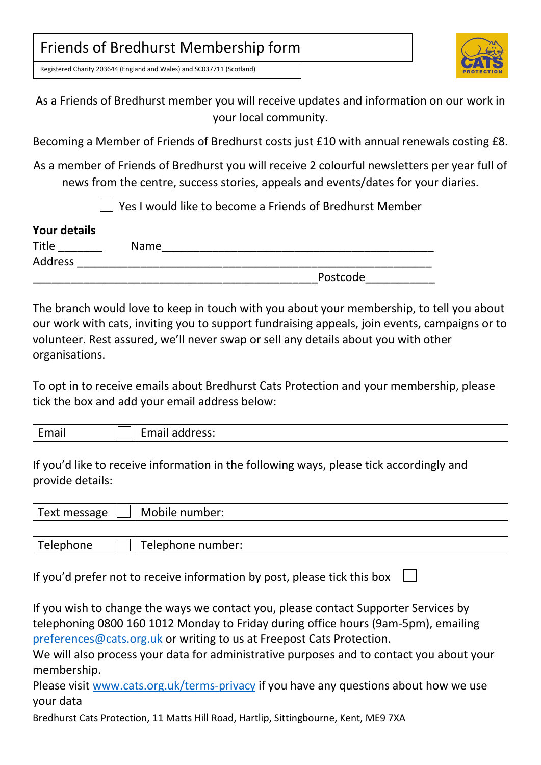# Friends of Bredhurst Membership form

Registered Charity 203644 (England and Wales) and SC037711 (Scotland)

As a Friends of Bredhurst member you will receive updates and information on our work in your local community.

Becoming a Member of Friends of Bredhurst costs just £10 with annual renewals costing £8.

As a member of Friends of Bredhurst you will receive 2 colourful newsletters per year full of news from the centre, success stories, appeals and events/dates for your diaries.

☐ Yes I would like to become a Friends of Bredhurst Member

**Your details**

Title _______ Name ____________________________________________

Address ___________________________________________________________

____________________________________________Postcode___________

The branch would love to keep in touch with you about your membership, to tell you about our work with cats, inviting you to support fundraising appeals, join events, campaigns or to volunteer. Rest assured, we'll never swap or sell any details about you with other organisations.

To opt in to receive emails about Bredhurst Cats Protection and your membership, please tick the box and add your email address below:

| Email | ☐ | Email address: |
|---|---|---|

If you'd like to receive information in the following ways, please tick accordingly and provide details:

| Text message | ☐ | Mobile number: |
|---|---|---|

| Telephone | ☐ | Telephone number: |
|---|---|---|

If you'd prefer not to receive information by post, please tick this box ☐

If you wish to change the ways we contact you, please contact Supporter Services by telephoning 0800 160 1012 Monday to Friday during office hours (9am-5pm), emailing preferences@cats.org.uk or writing to us at Freepost Cats Protection.

We will also process your data for administrative purposes and to contact you about your membership.

Please visit www.cats.org.uk/terms-privacy if you have any questions about how we use your data

Bredhurst Cats Protection, 11 Matts Hill Road, Hartlip, Sittingbourne, Kent, ME9 7XA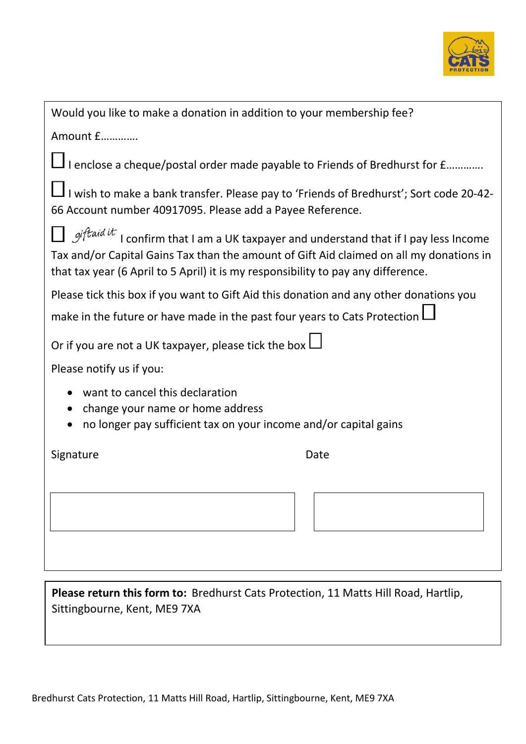Would you like to make a donation in addition to your membership fee?

Amount £…………

☐ I enclose a cheque/postal order made payable to Friends of Bredhurst for £…………

☐ I wish to make a bank transfer. Please pay to 'Friends of Bredhurst'; Sort code 20-42-66 Account number 40917095. Please add a Payee Reference.

☐ *giftaid it* I confirm that I am a UK taxpayer and understand that if I pay less Income Tax and/or Capital Gains Tax than the amount of Gift Aid claimed on all my donations in that tax year (6 April to 5 April) it is my responsibility to pay any difference.

Please tick this box if you want to Gift Aid this donation and any other donations you make in the future or have made in the past four years to Cats Protection ☐

Or if you are not a UK taxpayer, please tick the box ☐

Please notify us if you:

- want to cancel this declaration
- change your name or home address
- no longer pay sufficient tax on your income and/or capital gains

Signature

Date

**Please return this form to:** Bredhurst Cats Protection, 11 Matts Hill Road, Hartlip, Sittingbourne, Kent, ME9 7XA